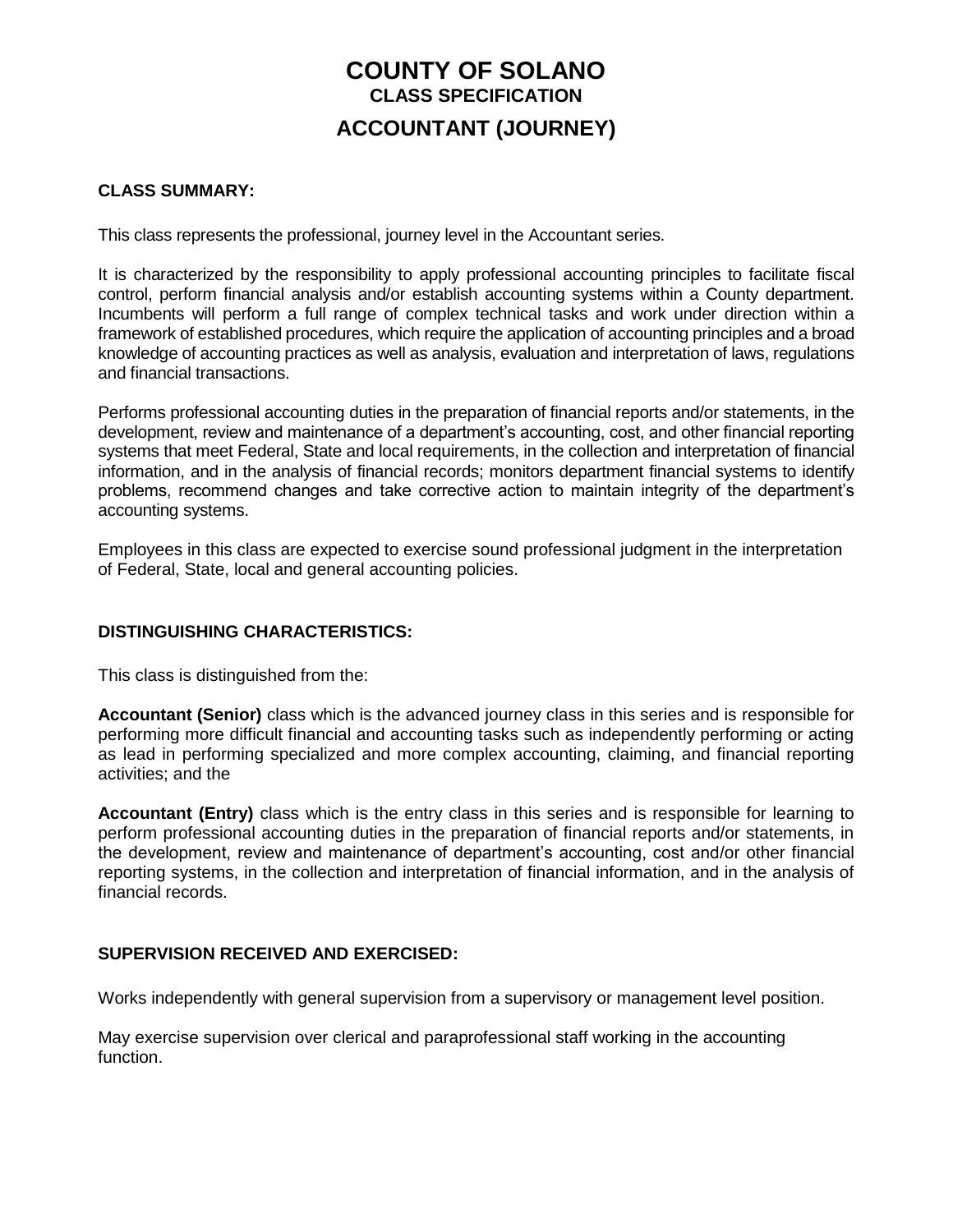# COUNTY OF SOLANO

## CLASS SPECIFICATION

## ACCOUNTANT (JOURNEY)

### CLASS SUMMARY:

This class represents the professional, journey level in the Accountant series.

It is characterized by the responsibility to apply professional accounting principles to facilitate fiscal control, perform financial analysis and/or establish accounting systems within a County department. Incumbents will perform a full range of complex technical tasks and work under direction within a framework of established procedures, which require the application of accounting principles and a broad knowledge of accounting practices as well as analysis, evaluation and interpretation of laws, regulations and financial transactions.

Performs professional accounting duties in the preparation of financial reports and/or statements, in the development, review and maintenance of a department's accounting, cost, and other financial reporting systems that meet Federal, State and local requirements, in the collection and interpretation of financial information, and in the analysis of financial records; monitors department financial systems to identify problems, recommend changes and take corrective action to maintain integrity of the department's accounting systems.

Employees in this class are expected to exercise sound professional judgment in the interpretation of Federal, State, local and general accounting policies.

### DISTINGUISHING CHARACTERISTICS:

This class is distinguished from the:

**Accountant (Senior)** class which is the advanced journey class in this series and is responsible for performing more difficult financial and accounting tasks such as independently performing or acting as lead in performing specialized and more complex accounting, claiming, and financial reporting activities; and the

**Accountant (Entry)** class which is the entry class in this series and is responsible for learning to perform professional accounting duties in the preparation of financial reports and/or statements, in the development, review and maintenance of department's accounting, cost and/or other financial reporting systems, in the collection and interpretation of financial information, and in the analysis of financial records.

### SUPERVISION RECEIVED AND EXERCISED:

Works independently with general supervision from a supervisory or management level position.

May exercise supervision over clerical and paraprofessional staff working in the accounting function.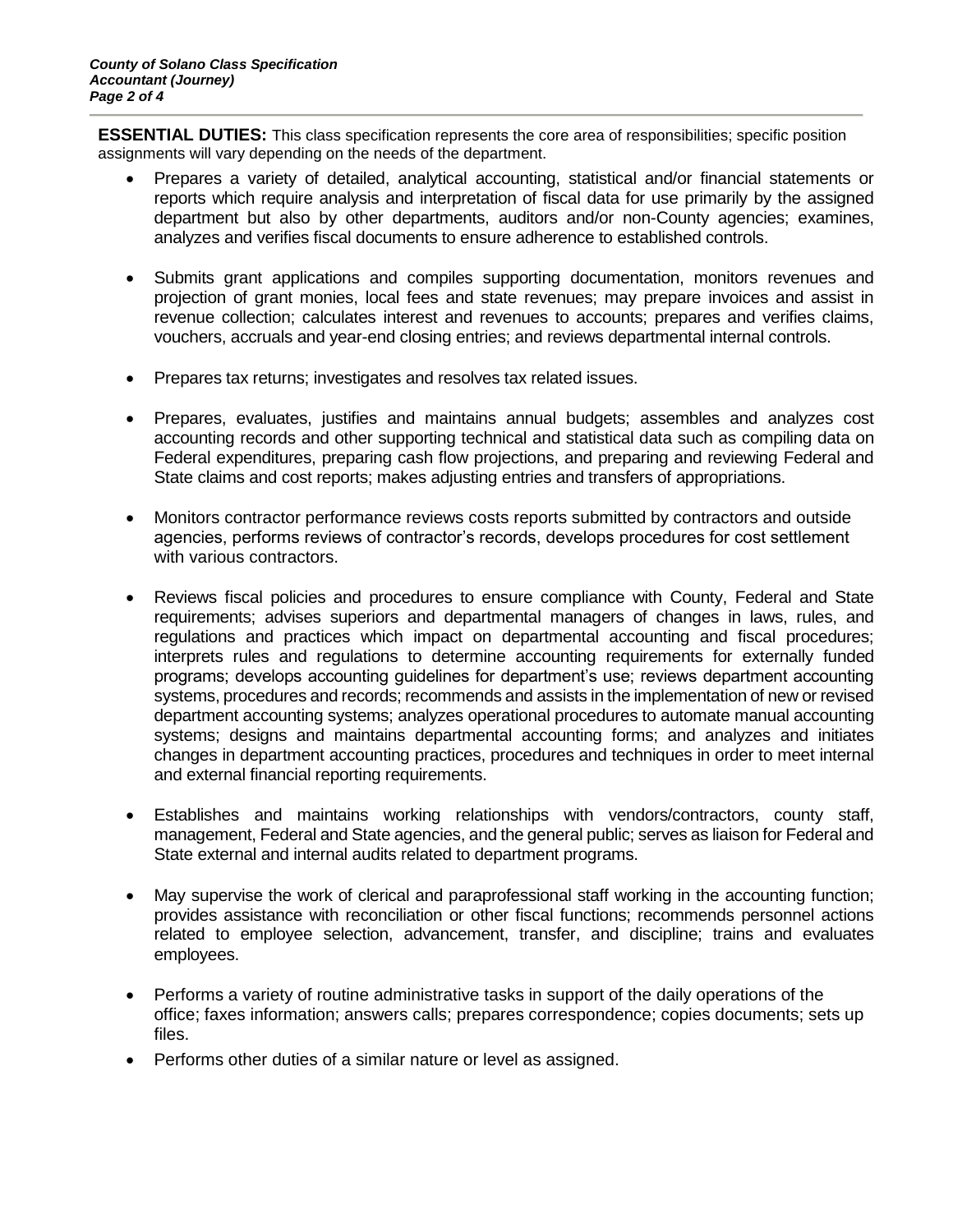**ESSENTIAL DUTIES:** This class specification represents the core area of responsibilities; specific position assignments will vary depending on the needs of the department.

- Prepares a variety of detailed, analytical accounting, statistical and/or financial statements or reports which require analysis and interpretation of fiscal data for use primarily by the assigned department but also by other departments, auditors and/or non-County agencies; examines, analyzes and verifies fiscal documents to ensure adherence to established controls.

- Submits grant applications and compiles supporting documentation, monitors revenues and projection of grant monies, local fees and state revenues; may prepare invoices and assist in revenue collection; calculates interest and revenues to accounts; prepares and verifies claims, vouchers, accruals and year-end closing entries; and reviews departmental internal controls.

- Prepares tax returns; investigates and resolves tax related issues.

- Prepares, evaluates, justifies and maintains annual budgets; assembles and analyzes cost accounting records and other supporting technical and statistical data such as compiling data on Federal expenditures, preparing cash flow projections, and preparing and reviewing Federal and State claims and cost reports; makes adjusting entries and transfers of appropriations.

- Monitors contractor performance reviews costs reports submitted by contractors and outside agencies, performs reviews of contractor's records, develops procedures for cost settlement with various contractors.

- Reviews fiscal policies and procedures to ensure compliance with County, Federal and State requirements; advises superiors and departmental managers of changes in laws, rules, and regulations and practices which impact on departmental accounting and fiscal procedures; interprets rules and regulations to determine accounting requirements for externally funded programs; develops accounting guidelines for department's use; reviews department accounting systems, procedures and records; recommends and assists in the implementation of new or revised department accounting systems; analyzes operational procedures to automate manual accounting systems; designs and maintains departmental accounting forms; and analyzes and initiates changes in department accounting practices, procedures and techniques in order to meet internal and external financial reporting requirements.

- Establishes and maintains working relationships with vendors/contractors, county staff, management, Federal and State agencies, and the general public; serves as liaison for Federal and State external and internal audits related to department programs.

- May supervise the work of clerical and paraprofessional staff working in the accounting function; provides assistance with reconciliation or other fiscal functions; recommends personnel actions related to employee selection, advancement, transfer, and discipline; trains and evaluates employees.

- Performs a variety of routine administrative tasks in support of the daily operations of the office; faxes information; answers calls; prepares correspondence; copies documents; sets up files.

- Performs other duties of a similar nature or level as assigned.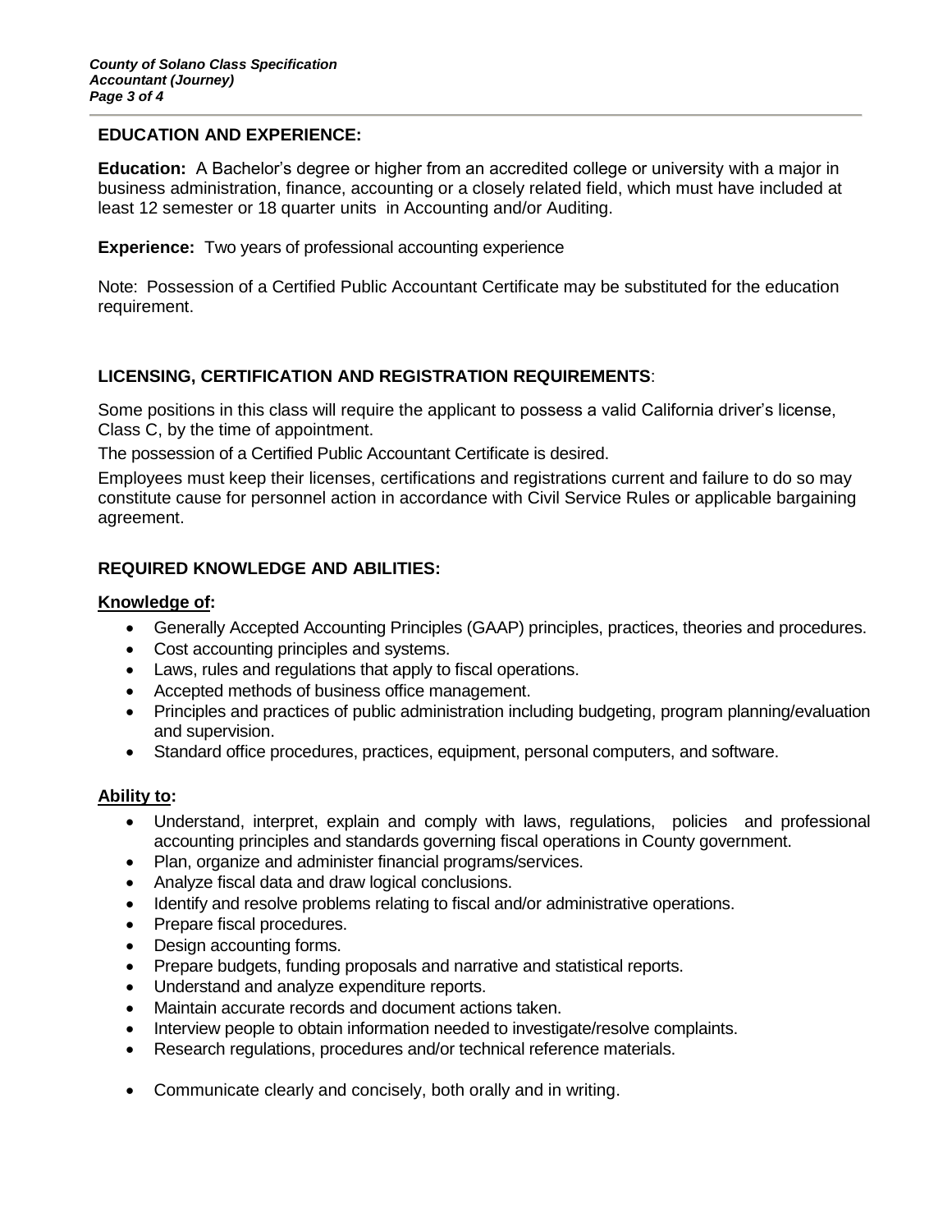## EDUCATION AND EXPERIENCE:

**Education:** A Bachelor's degree or higher from an accredited college or university with a major in business administration, finance, accounting or a closely related field, which must have included at least 12 semester or 18 quarter units in Accounting and/or Auditing.

**Experience:** Two years of professional accounting experience

Note: Possession of a Certified Public Accountant Certificate may be substituted for the education requirement.

## LICENSING, CERTIFICATION AND REGISTRATION REQUIREMENTS:

Some positions in this class will require the applicant to possess a valid California driver's license, Class C, by the time of appointment.

The possession of a Certified Public Accountant Certificate is desired.

Employees must keep their licenses, certifications and registrations current and failure to do so may constitute cause for personnel action in accordance with Civil Service Rules or applicable bargaining agreement.

## REQUIRED KNOWLEDGE AND ABILITIES:

**Knowledge of:**

- Generally Accepted Accounting Principles (GAAP) principles, practices, theories and procedures.
- Cost accounting principles and systems.
- Laws, rules and regulations that apply to fiscal operations.
- Accepted methods of business office management.
- Principles and practices of public administration including budgeting, program planning/evaluation and supervision.
- Standard office procedures, practices, equipment, personal computers, and software.

**Ability to:**

- Understand, interpret, explain and comply with laws, regulations, policies and professional accounting principles and standards governing fiscal operations in County government.
- Plan, organize and administer financial programs/services.
- Analyze fiscal data and draw logical conclusions.
- Identify and resolve problems relating to fiscal and/or administrative operations.
- Prepare fiscal procedures.
- Design accounting forms.
- Prepare budgets, funding proposals and narrative and statistical reports.
- Understand and analyze expenditure reports.
- Maintain accurate records and document actions taken.
- Interview people to obtain information needed to investigate/resolve complaints.
- Research regulations, procedures and/or technical reference materials.
- Communicate clearly and concisely, both orally and in writing.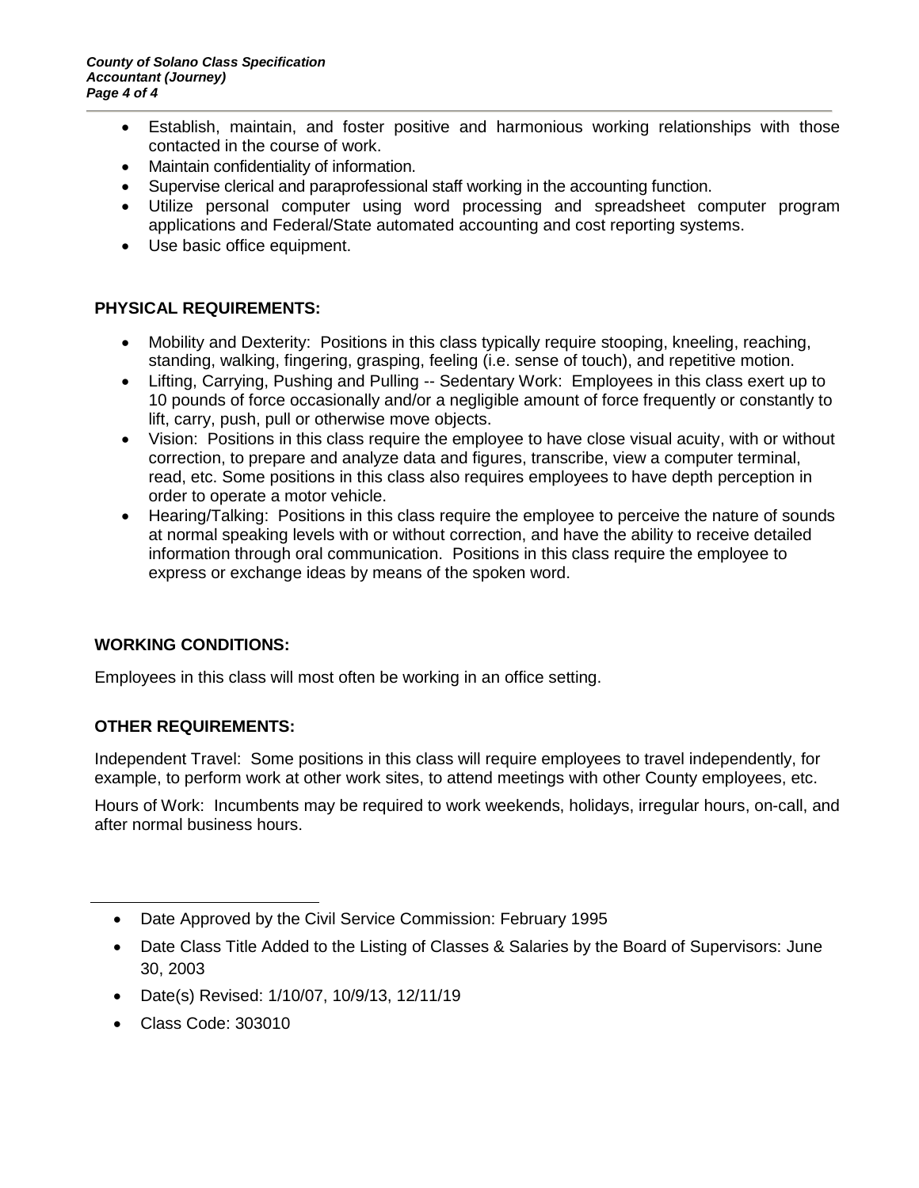- Establish, maintain, and foster positive and harmonious working relationships with those contacted in the course of work.
- Maintain confidentiality of information.
- Supervise clerical and paraprofessional staff working in the accounting function.
- Utilize personal computer using word processing and spreadsheet computer program applications and Federal/State automated accounting and cost reporting systems.
- Use basic office equipment.

**PHYSICAL REQUIREMENTS:**

- Mobility and Dexterity: Positions in this class typically require stooping, kneeling, reaching, standing, walking, fingering, grasping, feeling (i.e. sense of touch), and repetitive motion.
- Lifting, Carrying, Pushing and Pulling -- Sedentary Work: Employees in this class exert up to 10 pounds of force occasionally and/or a negligible amount of force frequently or constantly to lift, carry, push, pull or otherwise move objects.
- Vision: Positions in this class require the employee to have close visual acuity, with or without correction, to prepare and analyze data and figures, transcribe, view a computer terminal, read, etc. Some positions in this class also requires employees to have depth perception in order to operate a motor vehicle.
- Hearing/Talking: Positions in this class require the employee to perceive the nature of sounds at normal speaking levels with or without correction, and have the ability to receive detailed information through oral communication. Positions in this class require the employee to express or exchange ideas by means of the spoken word.

**WORKING CONDITIONS:**

Employees in this class will most often be working in an office setting.

**OTHER REQUIREMENTS:**

Independent Travel: Some positions in this class will require employees to travel independently, for example, to perform work at other work sites, to attend meetings with other County employees, etc.

Hours of Work: Incumbents may be required to work weekends, holidays, irregular hours, on-call, and after normal business hours.

---

- Date Approved by the Civil Service Commission: February 1995
- Date Class Title Added to the Listing of Classes & Salaries by the Board of Supervisors: June 30, 2003
- Date(s) Revised: 1/10/07, 10/9/13, 12/11/19
- Class Code: 303010